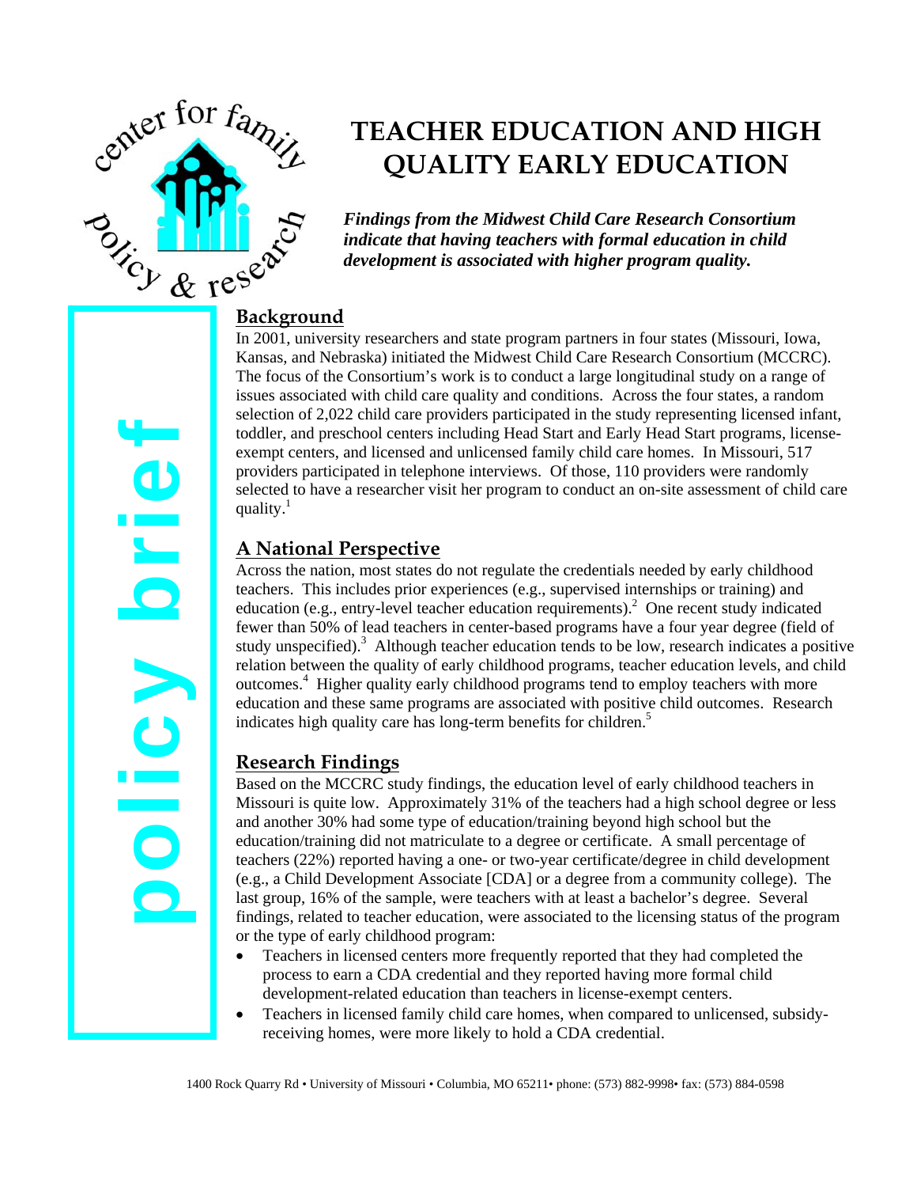center for family policy & research

policy brief

# TEACHER EDUCATION AND HIGH QUALITY EARLY EDUCATION

***Findings from the Midwest Child Care Research Consortium indicate that having teachers with formal education in child development is associated with higher program quality.***

## Background

In 2001, university researchers and state program partners in four states (Missouri, Iowa, Kansas, and Nebraska) initiated the Midwest Child Care Research Consortium (MCCRC). The focus of the Consortium's work is to conduct a large longitudinal study on a range of issues associated with child care quality and conditions. Across the four states, a random selection of 2,022 child care providers participated in the study representing licensed infant, toddler, and preschool centers including Head Start and Early Head Start programs, license-exempt centers, and licensed and unlicensed family child care homes. In Missouri, 517 providers participated in telephone interviews. Of those, 110 providers were randomly selected to have a researcher visit her program to conduct an on-site assessment of child care quality.[1]

## A National Perspective

Across the nation, most states do not regulate the credentials needed by early childhood teachers. This includes prior experiences (e.g., supervised internships or training) and education (e.g., entry-level teacher education requirements).[2] One recent study indicated fewer than 50% of lead teachers in center-based programs have a four year degree (field of study unspecified).[3] Although teacher education tends to be low, research indicates a positive relation between the quality of early childhood programs, teacher education levels, and child outcomes.[4] Higher quality early childhood programs tend to employ teachers with more education and these same programs are associated with positive child outcomes. Research indicates high quality care has long-term benefits for children.[5]

## Research Findings

Based on the MCCRC study findings, the education level of early childhood teachers in Missouri is quite low. Approximately 31% of the teachers had a high school degree or less and another 30% had some type of education/training beyond high school but the education/training did not matriculate to a degree or certificate. A small percentage of teachers (22%) reported having a one- or two-year certificate/degree in child development (e.g., a Child Development Associate [CDA] or a degree from a community college). The last group, 16% of the sample, were teachers with at least a bachelor's degree. Several findings, related to teacher education, were associated to the licensing status of the program or the type of early childhood program:

- Teachers in licensed centers more frequently reported that they had completed the process to earn a CDA credential and they reported having more formal child development-related education than teachers in license-exempt centers.
- Teachers in licensed family child care homes, when compared to unlicensed, subsidy-receiving homes, were more likely to hold a CDA credential.

1400 Rock Quarry Rd • University of Missouri • Columbia, MO 65211• phone: (573) 882-9998• fax: (573) 884-0598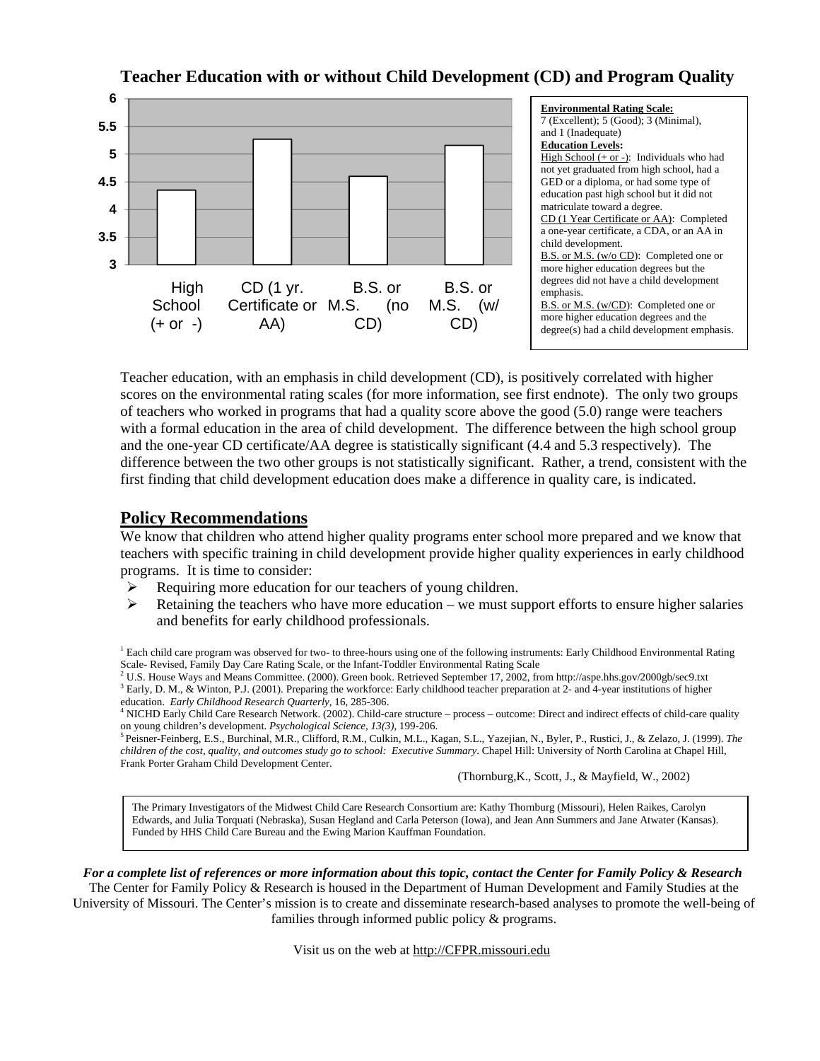**Teacher Education with or without Child Development (CD) and Program Quality**

6
5.5
5
4.5
4
3.5
3

High School (+ or -)
CD (1 yr. Certificate or AA)
B.S. or M.S. (no CD)
B.S. or M.S. (w/ CD)

**Environmental Rating Scale:**
7 (Excellent); 5 (Good); 3 (Minimal), and 1 (Inadequate)
**Education Levels:**
High School (+ or -): Individuals who had not yet graduated from high school, had a GED or a diploma, or had some type of education past high school but it did not matriculate toward a degree.
CD (1 Year Certificate or AA): Completed a one-year certificate, a CDA, or an AA in child development.
B.S. or M.S. (w/o CD): Completed one or more higher education degrees but the degrees did not have a child development emphasis.
B.S. or M.S. (w/CD): Completed one or more higher education degrees and the degree(s) had a child development emphasis.

Teacher education, with an emphasis in child development (CD), is positively correlated with higher scores on the environmental rating scales (for more information, see first endnote). The only two groups of teachers who worked in programs that had a quality score above the good (5.0) range were teachers with a formal education in the area of child development. The difference between the high school group and the one-year CD certificate/AA degree is statistically significant (4.4 and 5.3 respectively). The difference between the two other groups is not statistically significant. Rather, a trend, consistent with the first finding that child development education does make a difference in quality care, is indicated.

## Policy Recommendations

We know that children who attend higher quality programs enter school more prepared and we know that teachers with specific training in child development provide higher quality experiences in early childhood programs. It is time to consider:

- Requiring more education for our teachers of young children.
- Retaining the teachers who have more education – we must support efforts to ensure higher salaries and benefits for early childhood professionals.

[1] Each child care program was observed for two- to three-hours using one of the following instruments: Early Childhood Environmental Rating Scale- Revised, Family Day Care Rating Scale, or the Infant-Toddler Environmental Rating Scale
[2] U.S. House Ways and Means Committee. (2000). Green book. Retrieved September 17, 2002, from http://aspe.hhs.gov/2000gb/sec9.txt
[3] Early, D. M., & Winton, P.J. (2001). Preparing the workforce: Early childhood teacher preparation at 2- and 4-year institutions of higher education. *Early Childhood Research Quarterly*, 16, 285-306.
[4] NICHD Early Child Care Research Network. (2002). Child-care structure – process – outcome: Direct and indirect effects of child-care quality on young children's development. *Psychological Science, 13(3),* 199-206.
[5] Peisner-Feinberg, E.S., Burchinal, M.R., Clifford, R.M., Culkin, M.L., Kagan, S.L., Yazejian, N., Byler, P., Rustici, J., & Zelazo, J. (1999). *The children of the cost, quality, and outcomes study go to school: Executive Summary*. Chapel Hill: University of North Carolina at Chapel Hill, Frank Porter Graham Child Development Center.

(Thornburg,K., Scott, J., & Mayfield, W., 2002)

The Primary Investigators of the Midwest Child Care Research Consortium are: Kathy Thornburg (Missouri), Helen Raikes, Carolyn Edwards, and Julia Torquati (Nebraska), Susan Hegland and Carla Peterson (Iowa), and Jean Ann Summers and Jane Atwater (Kansas). Funded by HHS Child Care Bureau and the Ewing Marion Kauffman Foundation.

***For a complete list of references or more information about this topic, contact the Center for Family Policy & Research***
The Center for Family Policy & Research is housed in the Department of Human Development and Family Studies at the University of Missouri. The Center's mission is to create and disseminate research-based analyses to promote the well-being of families through informed public policy & programs.

Visit us on the web at http://CFPR.missouri.edu